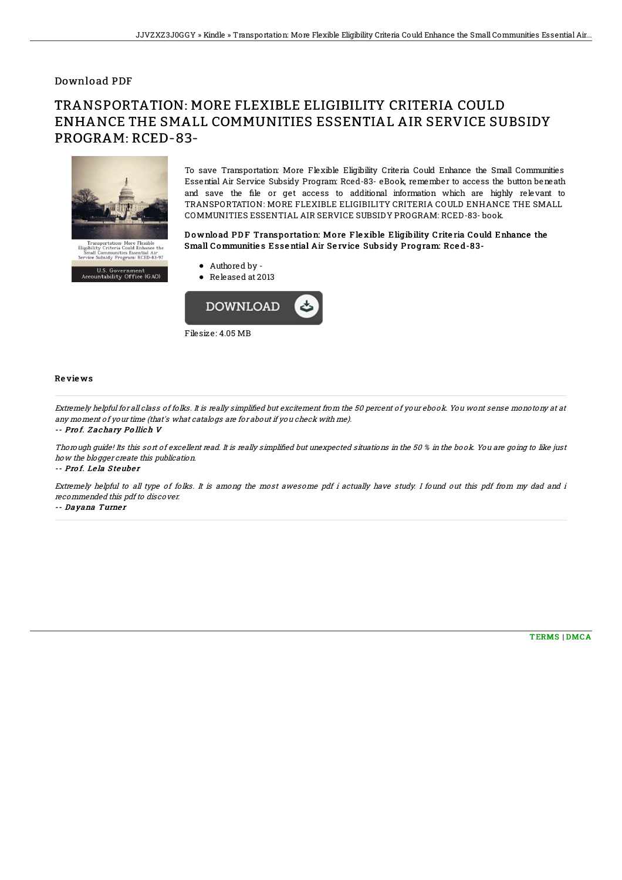Download PDF

# TRANSPORTATION: MORE FLEXIBLE ELIGIBILITY CRITERIA COULD ENHANCE THE SMALL COMMUNITIES ESSENTIAL AIR SERVICE SUBSIDY PROGRAM: RCED-83-

To save Transportation: More Flexible Eligibility Criteria Could Enhance the Small Communities Essential Air Service Subsidy Program: Rced-83- eBook, remember to access the button beneath and save the file or get access to additional information which are highly relevant to TRANSPORTATION: MORE FLEXIBLE ELIGIBILITY CRITERIA COULD ENHANCE THE SMALL COMMUNITIES ESSENTIAL AIR SERVICE SUBSIDY PROGRAM: RCED-83- book.

### Download PDF Transportation: More Flexible Eligibility Criteria Could Enhance the Small Communities Essential Air Service Subsidy Program: Rced-83-

- Authored by -
- Released at 2013

Filesize: 4.05 MB

## Reviews

*Extremely helpful for all class of folks. It is really simplified but excitement from the 50 percent of your ebook. You wont sense monotony at at any moment of your time (that's what catalogs are for about if you check with me).*

-- **Prof. Zachary Pollich V**

*Thorough guide! Its this sort of excellent read. It is really simplified but unexpected situations in the 50 % in the book. You are going to like just how the blogger create this publication.*

-- **Prof. Lela Steuber**

*Extremely helpful to all type of folks. It is among the most awesome pdf i actually have study. I found out this pdf from my dad and i recommended this pdf to discover.*

-- **Dayana Turner**

TERMS | DMCA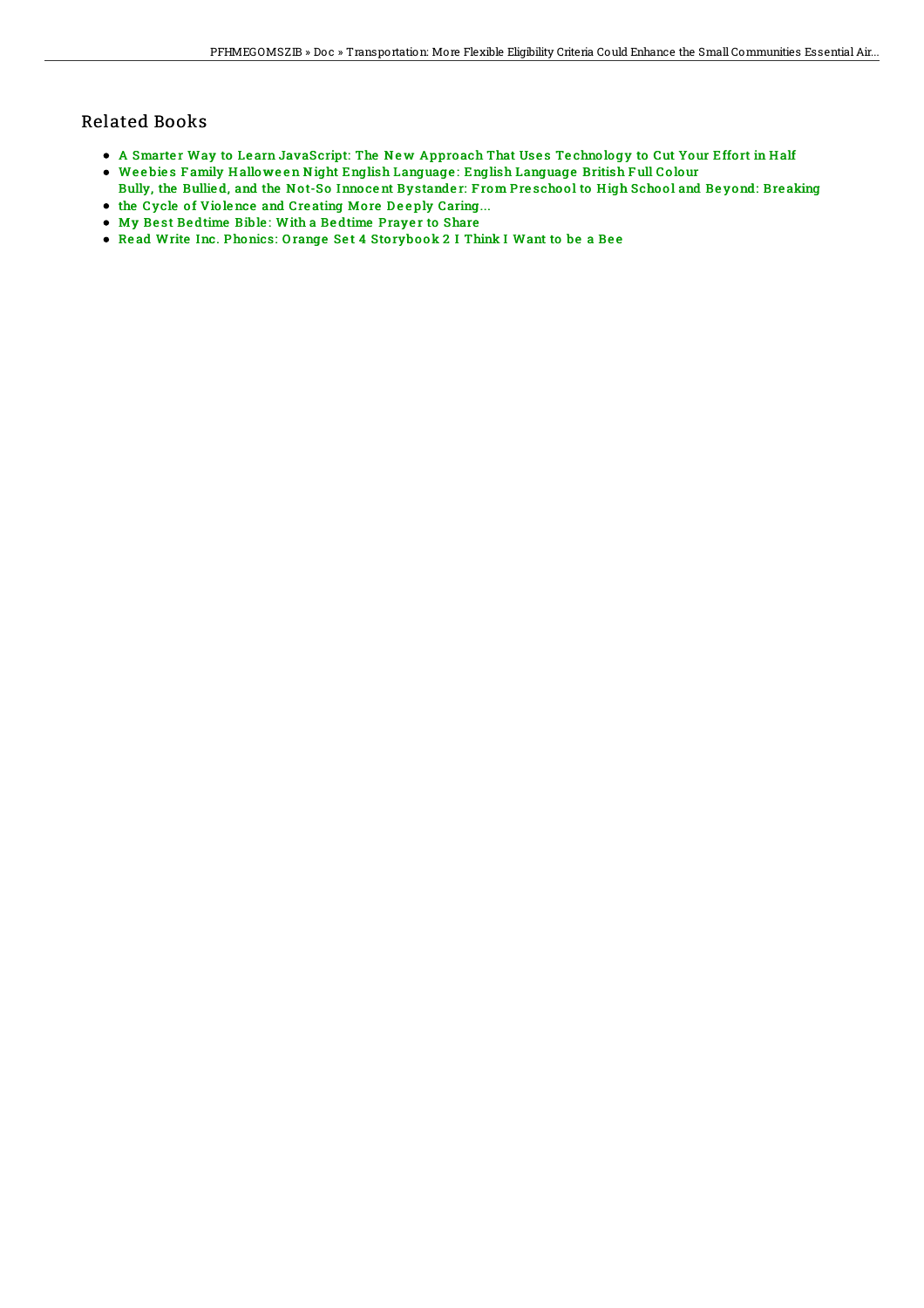## Related Books

- A Smarter Way to Learn JavaScript: The New Approach That Uses Technology to Cut Your Effort in Half
- Weebies Family Halloween Night English Language: English Language British Full Colour
- Bully, the Bullied, and the Not-So Innocent Bystander: From Preschool to High School and Beyond: Breaking the Cycle of Violence and Creating More Deeply Caring...
- My Best Bedtime Bible: With a Bedtime Prayer to Share
- Read Write Inc. Phonics: Orange Set 4 Storybook 2 I Think I Want to be a Bee